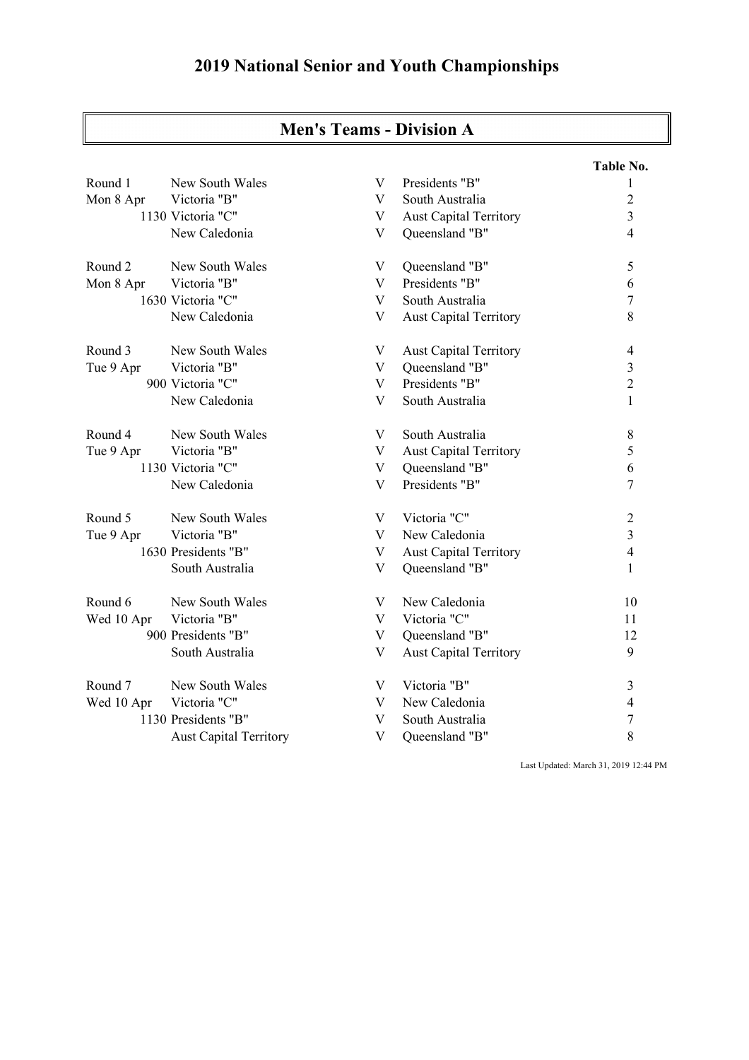# 2019 National Senior and Youth Championships

## Men's Teams - Division A

| | | | | Table No. |
|---|---|---|---|---|
| Round 1 | New South Wales | V | Presidents "B" | 1 |
| Mon 8 Apr | Victoria "B" | V | South Australia | 2 |
| 1130 | Victoria "C" | V | Aust Capital Territory | 3 |
| | New Caledonia | V | Queensland "B" | 4 |
| Round 2 | New South Wales | V | Queensland "B" | 5 |
| Mon 8 Apr | Victoria "B" | V | Presidents "B" | 6 |
| 1630 | Victoria "C" | V | South Australia | 7 |
| | New Caledonia | V | Aust Capital Territory | 8 |
| Round 3 | New South Wales | V | Aust Capital Territory | 4 |
| Tue 9 Apr | Victoria "B" | V | Queensland "B" | 3 |
| 900 | Victoria "C" | V | Presidents "B" | 2 |
| | New Caledonia | V | South Australia | 1 |
| Round 4 | New South Wales | V | South Australia | 8 |
| Tue 9 Apr | Victoria "B" | V | Aust Capital Territory | 5 |
| 1130 | Victoria "C" | V | Queensland "B" | 6 |
| | New Caledonia | V | Presidents "B" | 7 |
| Round 5 | New South Wales | V | Victoria "C" | 2 |
| Tue 9 Apr | Victoria "B" | V | New Caledonia | 3 |
| 1630 | Presidents "B" | V | Aust Capital Territory | 4 |
| | South Australia | V | Queensland "B" | 1 |
| Round 6 | New South Wales | V | New Caledonia | 10 |
| Wed 10 Apr | Victoria "B" | V | Victoria "C" | 11 |
| 900 | Presidents "B" | V | Queensland "B" | 12 |
| | South Australia | V | Aust Capital Territory | 9 |
| Round 7 | New South Wales | V | Victoria "B" | 3 |
| Wed 10 Apr | Victoria "C" | V | New Caledonia | 4 |
| 1130 | Presidents "B" | V | South Australia | 7 |
| | Aust Capital Territory | V | Queensland "B" | 8 |

Last Updated: March 31, 2019 12:44 PM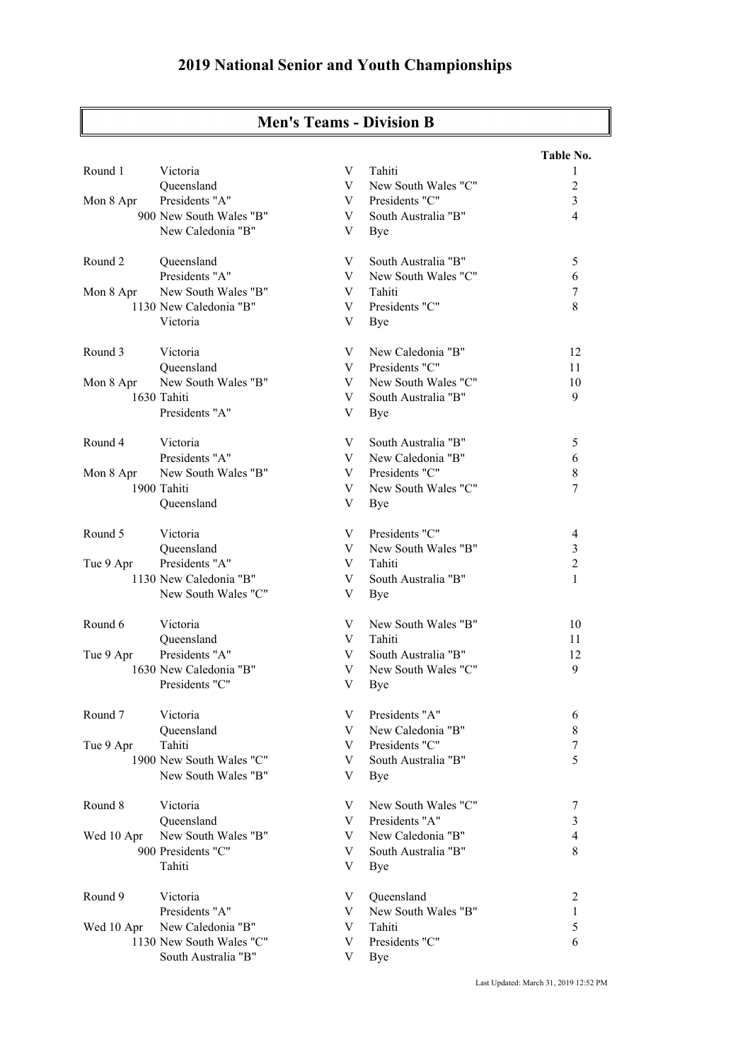# 2019 National Senior and Youth Championships

## Men's Teams - Division B

| | | | | Table No. |
|---|---|---|---|---|
| Round 1 | Victoria | V | Tahiti | 1 |
| | Queensland | V | New South Wales "C" | 2 |
| Mon 8 Apr | Presidents "A" | V | Presidents "C" | 3 |
| 900 | New South Wales "B" | V | South Australia "B" | 4 |
| | New Caledonia "B" | V | Bye | |
| Round 2 | Queensland | V | South Australia "B" | 5 |
| | Presidents "A" | V | New South Wales "C" | 6 |
| Mon 8 Apr | New South Wales "B" | V | Tahiti | 7 |
| 1130 | New Caledonia "B" | V | Presidents "C" | 8 |
| | Victoria | V | Bye | |
| Round 3 | Victoria | V | New Caledonia "B" | 12 |
| | Queensland | V | Presidents "C" | 11 |
| Mon 8 Apr | New South Wales "B" | V | New South Wales "C" | 10 |
| 1630 | Tahiti | V | South Australia "B" | 9 |
| | Presidents "A" | V | Bye | |
| Round 4 | Victoria | V | South Australia "B" | 5 |
| | Presidents "A" | V | New Caledonia "B" | 6 |
| Mon 8 Apr | New South Wales "B" | V | Presidents "C" | 8 |
| 1900 | Tahiti | V | New South Wales "C" | 7 |
| | Queensland | V | Bye | |
| Round 5 | Victoria | V | Presidents "C" | 4 |
| | Queensland | V | New South Wales "B" | 3 |
| Tue 9 Apr | Presidents "A" | V | Tahiti | 2 |
| 1130 | New Caledonia "B" | V | South Australia "B" | 1 |
| | New South Wales "C" | V | Bye | |
| Round 6 | Victoria | V | New South Wales "B" | 10 |
| | Queensland | V | Tahiti | 11 |
| Tue 9 Apr | Presidents "A" | V | South Australia "B" | 12 |
| 1630 | New Caledonia "B" | V | New South Wales "C" | 9 |
| | Presidents "C" | V | Bye | |
| Round 7 | Victoria | V | Presidents "A" | 6 |
| | Queensland | V | New Caledonia "B" | 8 |
| Tue 9 Apr | Tahiti | V | Presidents "C" | 7 |
| 1900 | New South Wales "C" | V | South Australia "B" | 5 |
| | New South Wales "B" | V | Bye | |
| Round 8 | Victoria | V | New South Wales "C" | 7 |
| | Queensland | V | Presidents "A" | 3 |
| Wed 10 Apr | New South Wales "B" | V | New Caledonia "B" | 4 |
| 900 | Presidents "C" | V | South Australia "B" | 8 |
| | Tahiti | V | Bye | |
| Round 9 | Victoria | V | Queensland | 2 |
| | Presidents "A" | V | New South Wales "B" | 1 |
| Wed 10 Apr | New Caledonia "B" | V | Tahiti | 5 |
| 1130 | New South Wales "C" | V | Presidents "C" | 6 |
| | South Australia "B" | V | Bye | |

Last Updated: March 31, 2019 12:52 PM